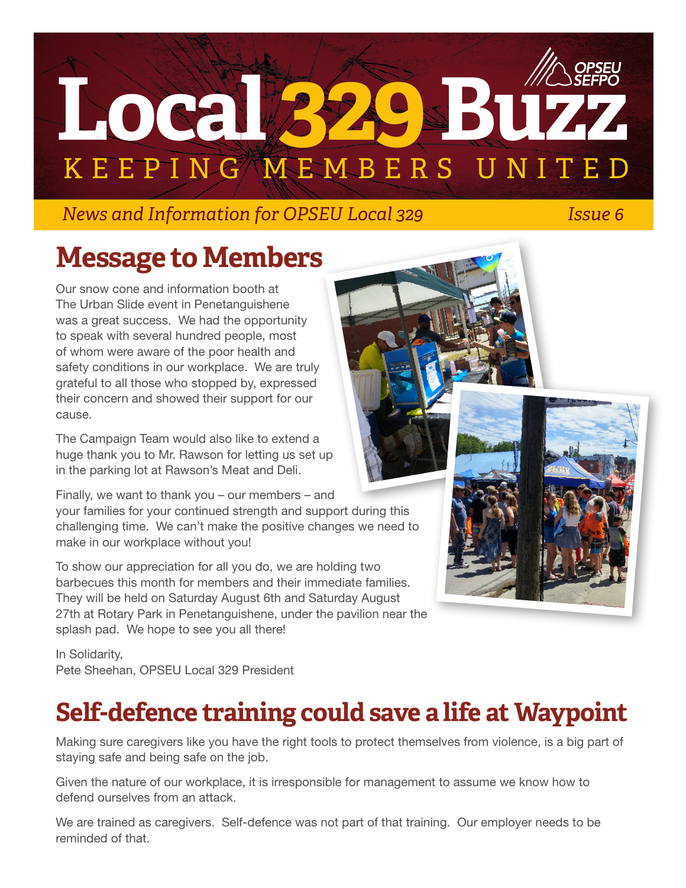# Local 329 Buzz

KEEPING MEMBERS UNITED

*News and Information for OPSEU Local 329* *Issue 6*

## Message to Members

Our snow cone and information booth at The Urban Slide event in Penetanguishene was a great success. We had the opportunity to speak with several hundred people, most of whom were aware of the poor health and safety conditions in our workplace. We are truly grateful to all those who stopped by, expressed their concern and showed their support for our cause.

The Campaign Team would also like to extend a huge thank you to Mr. Rawson for letting us set up in the parking lot at Rawson's Meat and Deli.

Finally, we want to thank you – our members – and your families for your continued strength and support during this challenging time. We can't make the positive changes we need to make in our workplace without you!

To show our appreciation for all you do, we are holding two barbecues this month for members and their immediate families. They will be held on Saturday August 6th and Saturday August 27th at Rotary Park in Penetanguishene, under the pavilion near the splash pad. We hope to see you all there!

In Solidarity,
Pete Sheehan, OPSEU Local 329 President

## Self-defence training could save a life at Waypoint

Making sure caregivers like you have the right tools to protect themselves from violence, is a big part of staying safe and being safe on the job.

Given the nature of our workplace, it is irresponsible for management to assume we know how to defend ourselves from an attack.

We are trained as caregivers. Self-defence was not part of that training. Our employer needs to be reminded of that.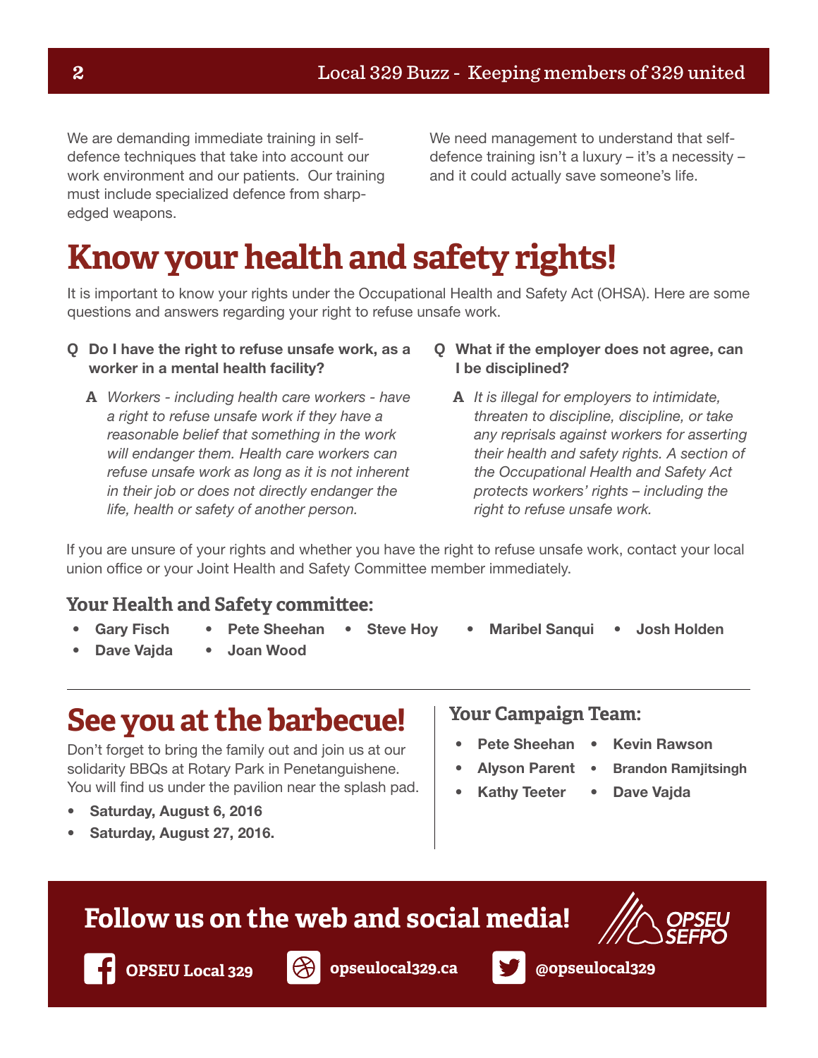We are demanding immediate training in self-defence techniques that take into account our work environment and our patients. Our training must include specialized defence from sharp-edged weapons.

We need management to understand that self-defence training isn't a luxury – it's a necessity – and it could actually save someone's life.

# Know your health and safety rights!

It is important to know your rights under the Occupational Health and Safety Act (OHSA). Here are some questions and answers regarding your right to refuse unsafe work.

**Q Do I have the right to refuse unsafe work, as a worker in a mental health facility?**

**A** *Workers - including health care workers - have a right to refuse unsafe work if they have a reasonable belief that something in the work will endanger them. Health care workers can refuse unsafe work as long as it is not inherent in their job or does not directly endanger the life, health or safety of another person.*

**Q What if the employer does not agree, can I be disciplined?**

**A** *It is illegal for employers to intimidate, threaten to discipline, discipline, or take any reprisals against workers for asserting their health and safety rights. A section of the Occupational Health and Safety Act protects workers' rights – including the right to refuse unsafe work.*

If you are unsure of your rights and whether you have the right to refuse unsafe work, contact your local union office or your Joint Health and Safety Committee member immediately.

### Your Health and Safety committee:

- **Gary Fisch**
- **Pete Sheehan**
- **Steve Hoy**
- **Maribel Sanqui**
- **Josh Holden**
- **Dave Vajda**
- **Joan Wood**

# See you at the barbecue!

Don't forget to bring the family out and join us at our solidarity BBQs at Rotary Park in Penetanguishene. You will find us under the pavilion near the splash pad.

- **Saturday, August 6, 2016**
- **Saturday, August 27, 2016.**

### Your Campaign Team:

- **Pete Sheehan**
- **Kevin Rawson**
- **Alyson Parent**
- **Brandon Ramjitsingh**
- **Kathy Teeter**
- **Dave Vajda**

## Follow us on the web and social media!

OPSEU SEFPO

**OPSEU Local 329**

**opseulocal329.ca**

**@opseulocal329**